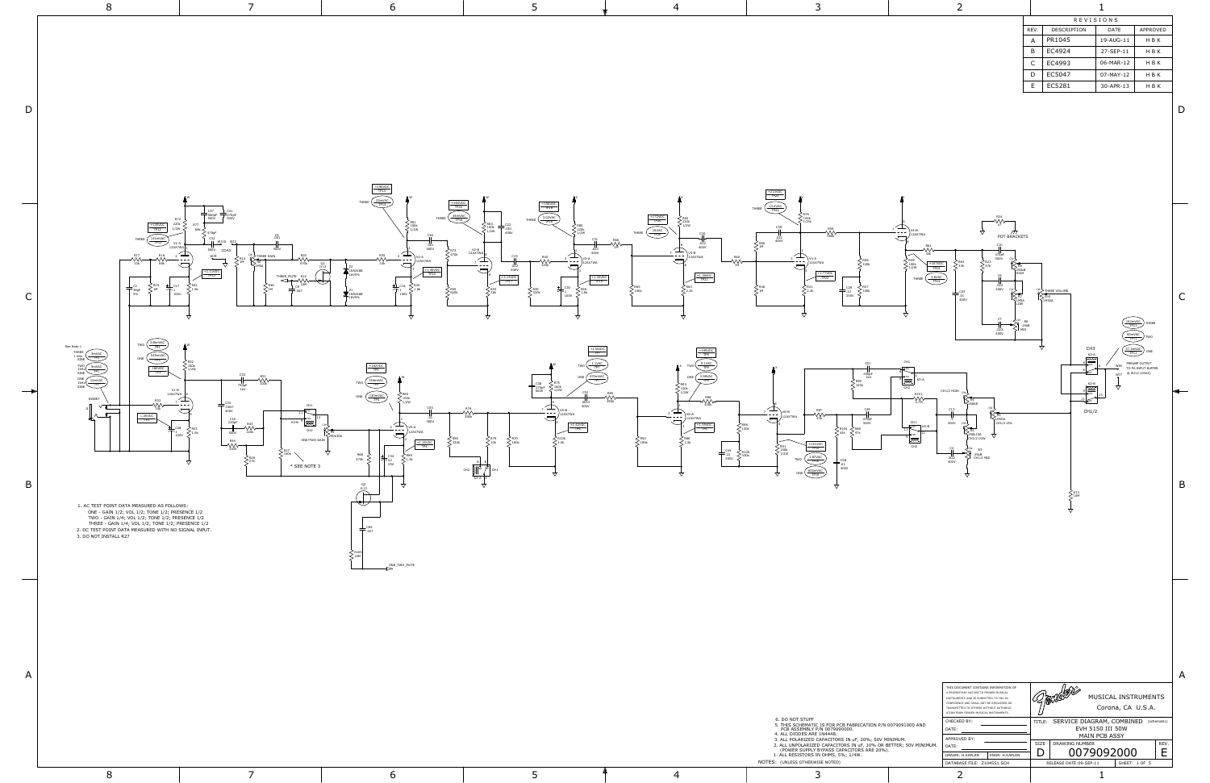| REV. | DESCRIPTION | DATE | APPROVED |
|---|---|---|---|
| A | PR1045 | 19-AUG-11 | H B K |
| B | EC4924 | 27-SEP-11 | H B K |
| C | EC4993 | 06-MAR-12 | H B K |
| D | EC5047 | 07-MAY-12 | H B K |
| E | EC5281 | 30-APR-13 | H B K |

1. AC TEST POINT DATA MEASURED AS FOLLOWS:
   ONE - GAIN 1/2; VOL 1/2; TONE 1/2; PRESENCE 1/2
   TWO - GAIN 1/4; VOL 1/2; TONE 1/2; PRESENCE 1/2
   THREE - GAIN 1/4; VOL 1/2; TONE 1/2; PRESENCE 1/2
2. DC TEST POINT DATA MEASURED WITH NO SIGNAL INPUT.
3. DO NOT INSTALL R27

NOTES: (UNLESS OTHERWISE NOTED)

6. DO NOT STUFF
5. THIS SCHEMATIC IS FOR PCB FABRICATION P/N 0079091000 AND PCB ASSEMBLY P/N 0079090000.
4. ALL DIODES ARE 1N4448.
3. ALL POLARIZED CAPACITORS IN uF, 20%; 50V MINIMUM.
2. ALL UNPOLARIZED CAPACITORS IN uF, 10% OR BETTER; 50V MINIMUM. (POWER SUPPLY BYPASS CAPACITORS ARE 20%).
1. ALL RESISTORS IN OHMS, 5%; 1/4W.

THIS DOCUMENT CONTAINS INFORMATION OF A PROPRIETARY NATURE TO FENDER MUSICAL INSTRUMENTS AND IS SUBMITTED TO YOU IN CONFIDENCE AND SHALL NOT BE DISCLOSED OR TRANSMITTED TO OTHERS WITHOUT AUTHORIZATION FROM FENDER MUSICAL INSTRUMENTS.

MUSICAL INSTRUMENTS
Corona, CA U.S.A.

| | |
|---|---|
| CHECKED BY: | |
| DATE: | |
| APPROVED BY: | |
| DATE: | |
| DRAWN: H.KAPLAN | ENGR: H.KAPLAN |
| DATABASE FILE: 2104551.SCH | |

TITLE: SERVICE DIAGRAM, COMBINED (schematic)
EVH 5150 III 50W
MAIN PCB ASSY

| SIZE | DRAWING NUMBER | REV. |
|---|---|---|
| D | 0079092000 | E |

RELEASE DATE:09-SEP-11 SHEET: 1 OF 5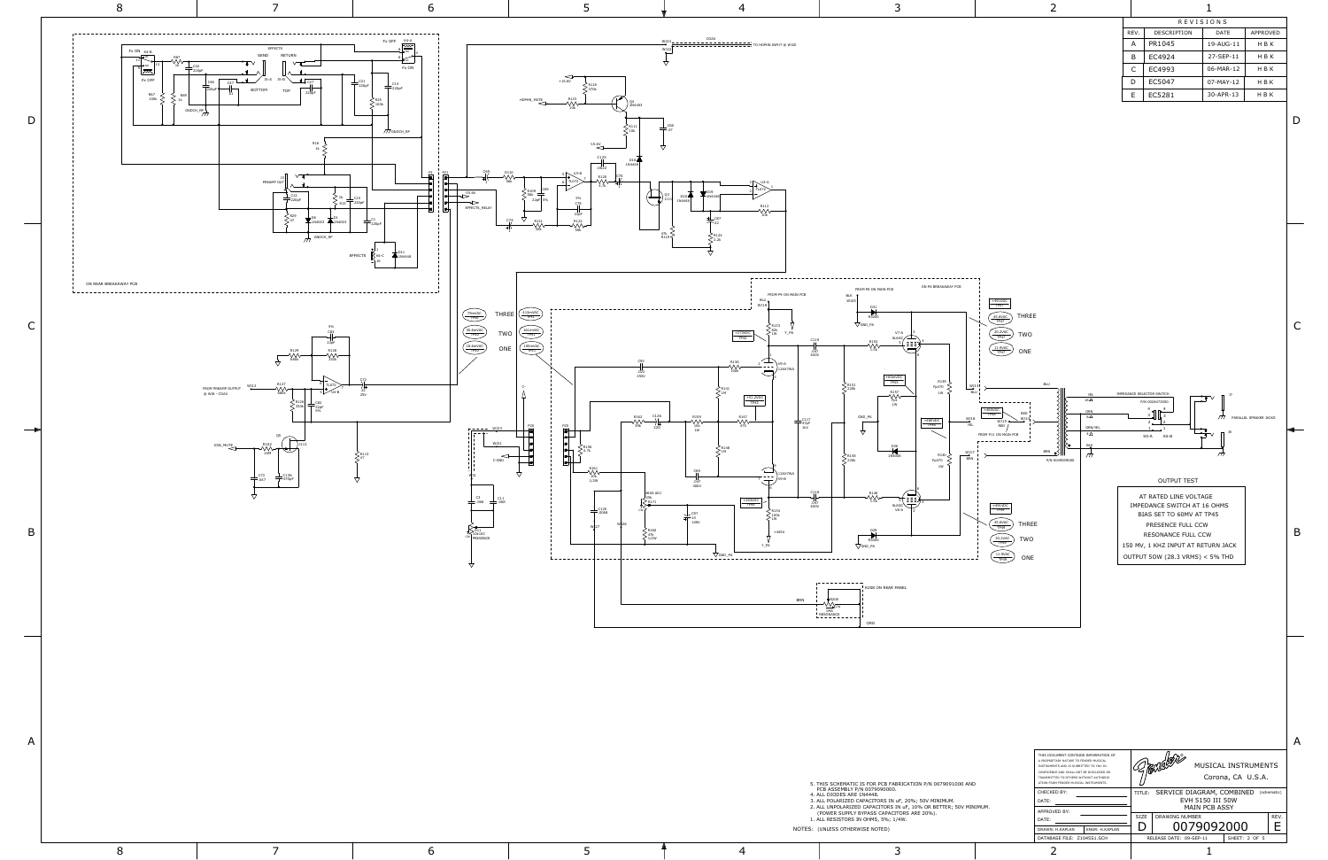| REVISIONS | | | |
|---|---|---|---|
| REV. | DESCRIPTION | DATE | APPROVED |
| A | PR1045 | 19-AUG-11 | H B K |
| B | EC4924 | 27-SEP-11 | H B K |
| C | EC4993 | 06-MAR-12 | H B K |
| D | EC5047 | 07-MAY-12 | H B K |
| E | EC5281 | 30-APR-13 | H B K |

ON REAR BREAKAWAY PCB

ON PA BREAKAWAY PCB

FROM P9 ON MAIN PCB

FROM P11 ON MAIN PCB

TO HDPHN INPUT @ W26

FROM PREAMP OUTPUT @ W8 - C64

PARALLEL SPEAKER JACKS

IMPEDANCE SELECTOR SWITCH

P/N 0049079000

R208 ON REAR PANEL

## OUTPUT TEST

AT RATED LINE VOLTAGE
IMPEDANCE SWITCH AT 16 OHMS
BIAS SET TO 60MV AT TP45
PRESENCE FULL CCW
RESONANCE FULL CCW
150 MV, 1 KHZ INPUT AT RETURN JACK
OUTPUT 50W (28.3 VRMS) < 5% THD

NOTES: (UNLESS OTHERWISE NOTED)

1. ALL RESISTORS IN OHMS, 5%; 1/4W.
2. ALL UNPOLARIZED CAPACITORS IN uF, 10% OR BETTER; 50V MINIMUM. (POWER SUPPLY BYPASS CAPACITORS ARE 20%).
3. ALL POLARIZED CAPACITORS IN uF, 20%; 50V MINIMUM.
4. ALL DIODES ARE 1N4448.
5. THIS SCHEMATIC IS FOR PCB FABRICATION P/N 0079091000 AND PCB ASSEMBLY P/N 0079090000.

THIS DOCUMENT CONTAINS INFORMATION OF A PROPRIETARY NATURE TO FENDER MUSICAL INSTRUMENTS AND IS SUBMITTED TO YOU IN CONFIDENCE AND SHALL NOT BE DISCLOSED OR TRANSMITTED TO OTHERS WITHOUT AUTHORIZATION FROM FENDER MUSICAL INSTRUMENTS.

| | |
|---|---|
| CHECKED BY: | |
| DATE: | |
| APPROVED BY: | |
| DATE: | |
| DRAWN: H.KAPLAN | ENGR: H.KAPLAN |
| DATABASE FILE: 2104551.SCH | |

MUSICAL INSTRUMENTS
Corona, CA U.S.A.

TITLE: SERVICE DIAGRAM, COMBINED (schematic)
EVH 5150 III 50W
MAIN PCB ASSY

| SIZE | DRAWING NUMBER | REV. |
|---|---|---|
| D | 0079092000 | E |

RELEASE DATE: 09-SEP-11 | SHEET: 2 OF 5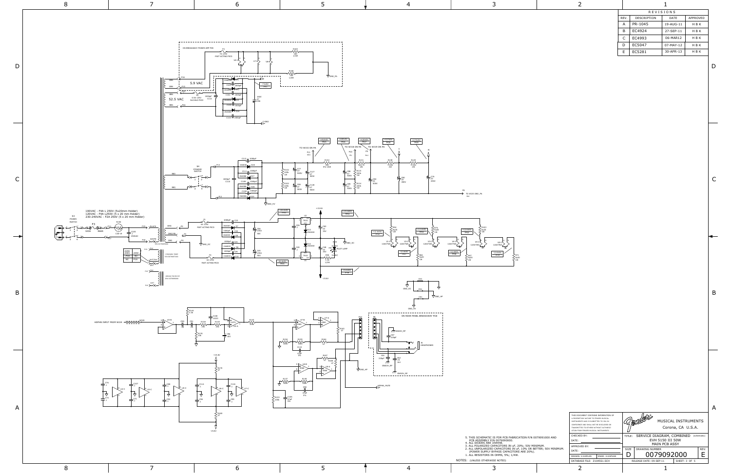| REVISIONS | | | |
|---|---|---|---|
| REV. | DESCRIPTION | DATE | APPROVED |
| A | PR-1045 | 19-AUG-11 | H B K |
| B | EC4924 | 27-SEP-11 | H B K |
| C | EC4993 | 06-MAR12 | H B K |
| D | EC5047 | 07-MAY-12 | H B K |
| E | EC5281 | 30-APR-13 | H B K |

100VAC - F4A L 250V (5x20mm Holder)
120VAC - F4A L250V (5 x 20 mm Holder)
230-240VAC - F2A 250V (5 x 20 mm Holder)

ON BREAKAWAY POWER AMP PCB

ON REAR PANEL BREAKAWAY PCB

NOTES: (UNLESS OTHERWISE NOTED)

1. ALL RESISTORS IN OHMS, 5%, 1/4W.
2. ALL UNPOLARIZED CAPACITORS IN uF, 10% OR BETTER, 50V MINIMUM. (POWER SUPPLY BYPASS CAPACITORS ARE 20%).
3. ALL POLARIZED CAPACITORS IN uF, 20%; 50V MINIMUM.
4. ALL DIODES ARE 1N4448.
5. THIS SCHEMATIC IS FOR PCB FABRICATION P/N 0079091000 AND PCB ASSEMBLY P/N 0079092000.

THIS DOCUMENT CONTAINS INFORMATION OF A PROPRIETARY NATURE TO FENDER MUSICAL INSTRUMENTS AND IS SUBMITTED TO YOU IN CONFIDENCE AND SHALL NOT BE DISCLOSED OR TRANSMITTED TO OTHERS WITHOUT AUTHORIZATION FROM FENDER MUSICAL INSTRUMENTS.

MUSICAL INSTRUMENTS
Corona, CA U.S.A.

| | |
|---|---|
| CHECKED BY: | TITLE: SERVICE DIAGRAM, COMBINED (schematic) EVH 5150 III 50W MAIN PCB ASSY |
| DATE: | |
| APPROVED BY: | SIZE: D — DRAWING NUMBER: 0079092000 — REV.: E |
| DATE: | |
| DRAWN: H.KAPLAN — ENGR: H.KAPLAN | |
| DATABASE FILE: Z104551.SCH | RELEASE DATE: 09-SEP-11 — SHEET: 3 OF 5 |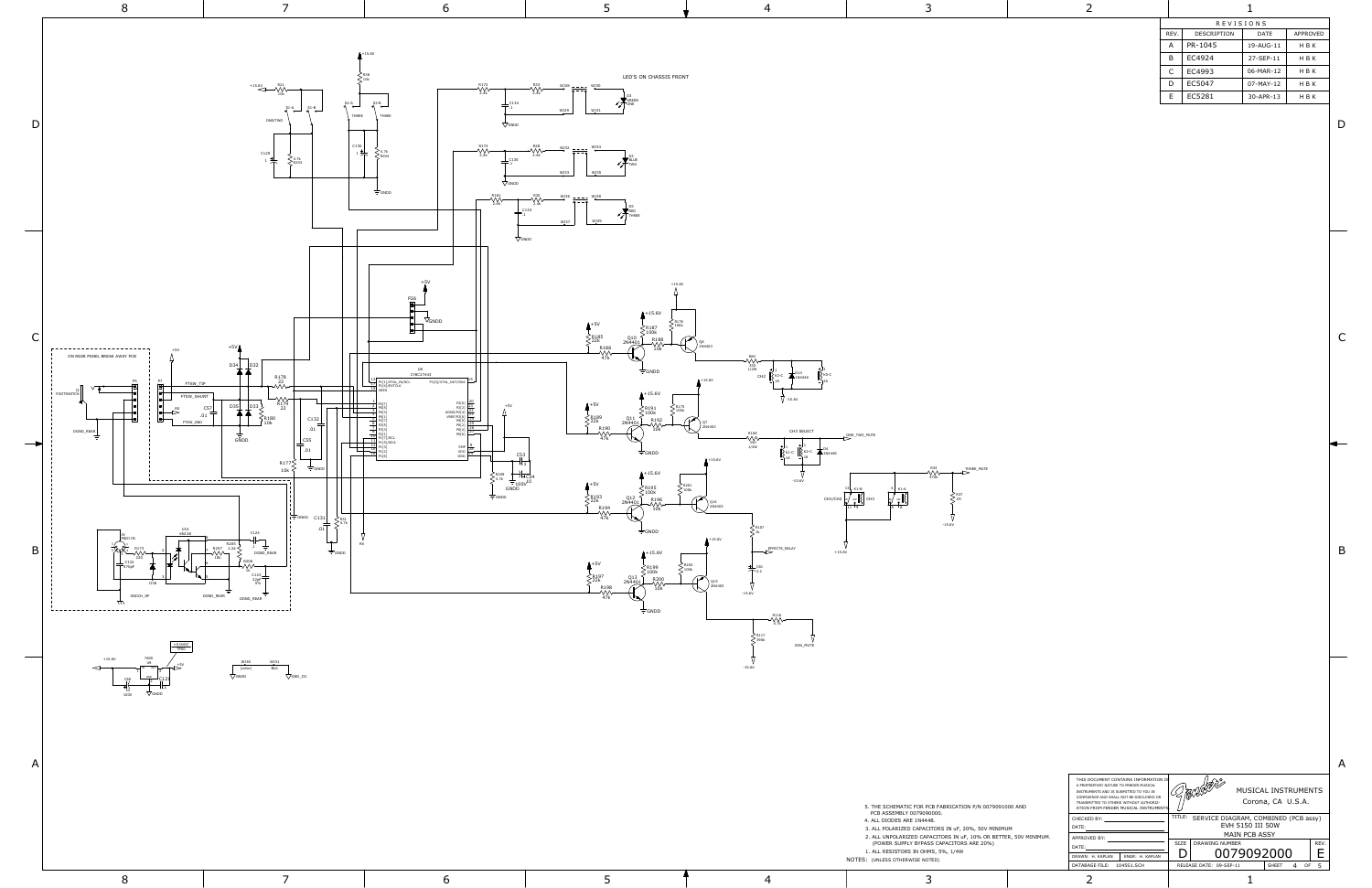| R E V I S I O N S | | | |
|---|---|---|---|
| REV. | DESCRIPTION | DATE | APPROVED |
| A | PR-1045 | 19-AUG-11 | H B K |
| B | EC4924 | 27-SEP-11 | H B K |
| C | EC4993 | 06-MAR-12 | H B K |
| D | EC5047 | 07-MAY-12 | H B K |
| E | EC5281 | 30-APR-13 | H B K |

LED'S ON CHASSIS FRONT

ON REAR PANEL BREAK AWAY PCB

CH3 SELECT

NOTES: (UNLESS OTHERWISE NOTED)

1. ALL RESISTORS IN OHMS, 5%, 1/4W
2. ALL UNPOLARIZED CAPACITORS IN uF, 10% OR BETTER, 50V MINIMUM. (POWER SUPPLY BYPASS CAPACITORS ARE 20%)
3. ALL POLARIZED CAPACITORS IN uF, 20%, 50V MINIMUM
4. ALL DIODES ARE 1N4448.
5. THE SCHEMATIC FOR PCB FABRICATION P/N 0079091000 AND PCB ASSEMBLY 0079090000.

THIS DOCUMENT CONTAINS INFORMATION OF A PROPRIETARY NATURE TO FENDER MUSICAL INSTRUMENTS AND IS SUBMITTED TO YOU IN CONFIDENCE AND SHALL NOT BE DISCLOSED OR TRANSMITTED TO OTHERS WITHOUT AUTHORIZATION FROM FENDER MUSICAL INSTRUMENTS

MUSICAL INSTRUMENTS
Corona, CA U.S.A.

TITLE: SERVICE DIAGRAM, COMBINED (PCB assy)
EVH 5150 III 50W
MAIN PCB ASSY

| | |
|---|---|
| CHECKED BY: | DATE: |
| APPROVED BY: | DATE: |
| DRAWN: H. KAPLAN | ENGR: H. KAPLAN |
| DATABASE FILE: 10455 1.SCH | |
| SIZE: D | DRAWING NUMBER: 0079092000 |
| REV.: E | RELEASE DATE: 09-SEP-11 |
| SHEET 4 OF 5 | |